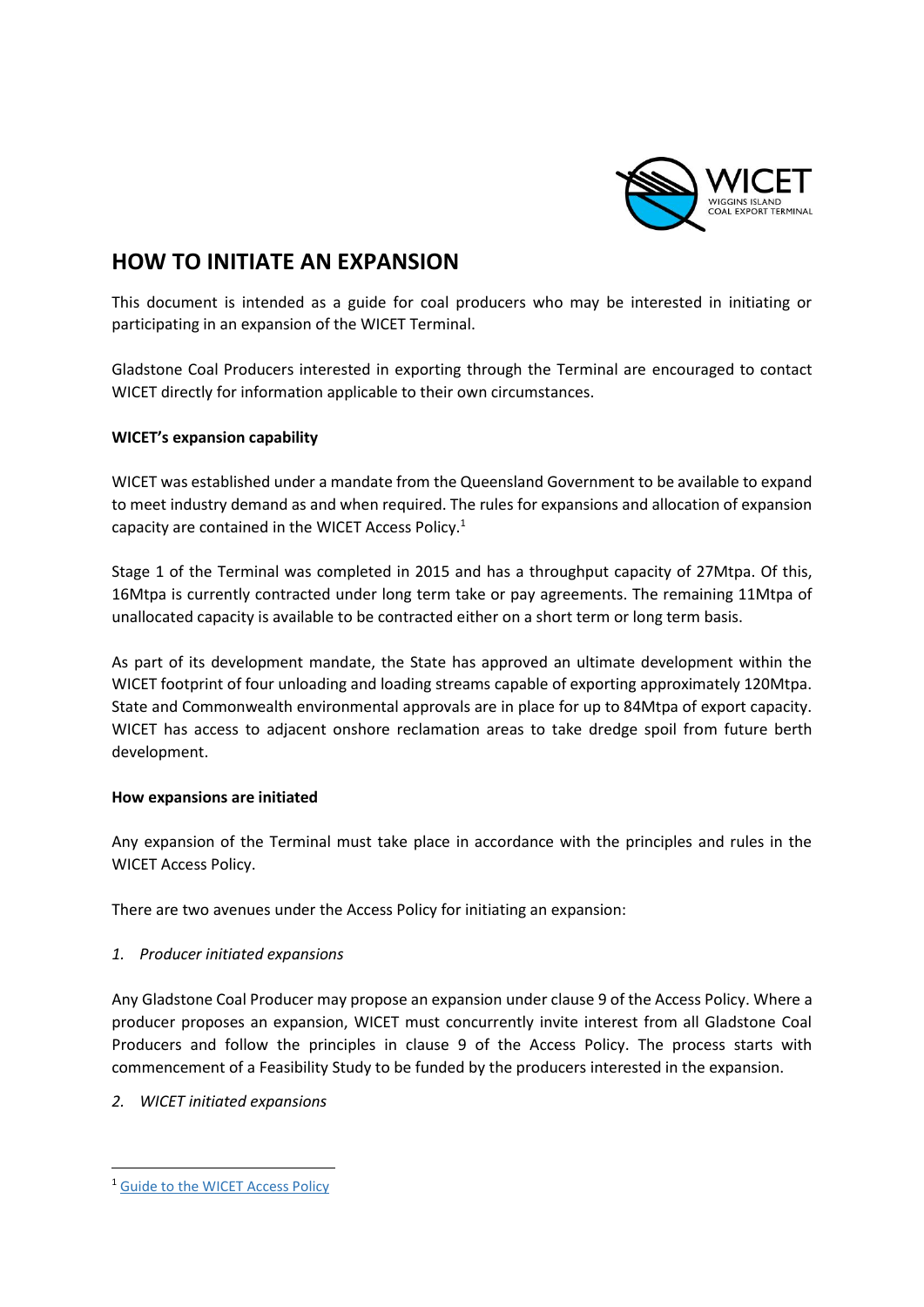# HOW TO INITIATE AN EXPANSION

This document is intended as a guide for coal producers who may be interested in initiating or participating in an expansion of the WICET Terminal.

Gladstone Coal Producers interested in exporting through the Terminal are encouraged to contact WICET directly for information applicable to their own circumstances.

**WICET's expansion capability**

WICET was established under a mandate from the Queensland Government to be available to expand to meet industry demand as and when required. The rules for expansions and allocation of expansion capacity are contained in the WICET Access Policy.[1]

Stage 1 of the Terminal was completed in 2015 and has a throughput capacity of 27Mtpa. Of this, 16Mtpa is currently contracted under long term take or pay agreements. The remaining 11Mtpa of unallocated capacity is available to be contracted either on a short term or long term basis.

As part of its development mandate, the State has approved an ultimate development within the WICET footprint of four unloading and loading streams capable of exporting approximately 120Mtpa. State and Commonwealth environmental approvals are in place for up to 84Mtpa of export capacity. WICET has access to adjacent onshore reclamation areas to take dredge spoil from future berth development.

**How expansions are initiated**

Any expansion of the Terminal must take place in accordance with the principles and rules in the WICET Access Policy.

There are two avenues under the Access Policy for initiating an expansion:

1. *Producer initiated expansions*

Any Gladstone Coal Producer may propose an expansion under clause 9 of the Access Policy. Where a producer proposes an expansion, WICET must concurrently invite interest from all Gladstone Coal Producers and follow the principles in clause 9 of the Access Policy. The process starts with commencement of a Feasibility Study to be funded by the producers interested in the expansion.

2. *WICET initiated expansions*

[1] Guide to the WICET Access Policy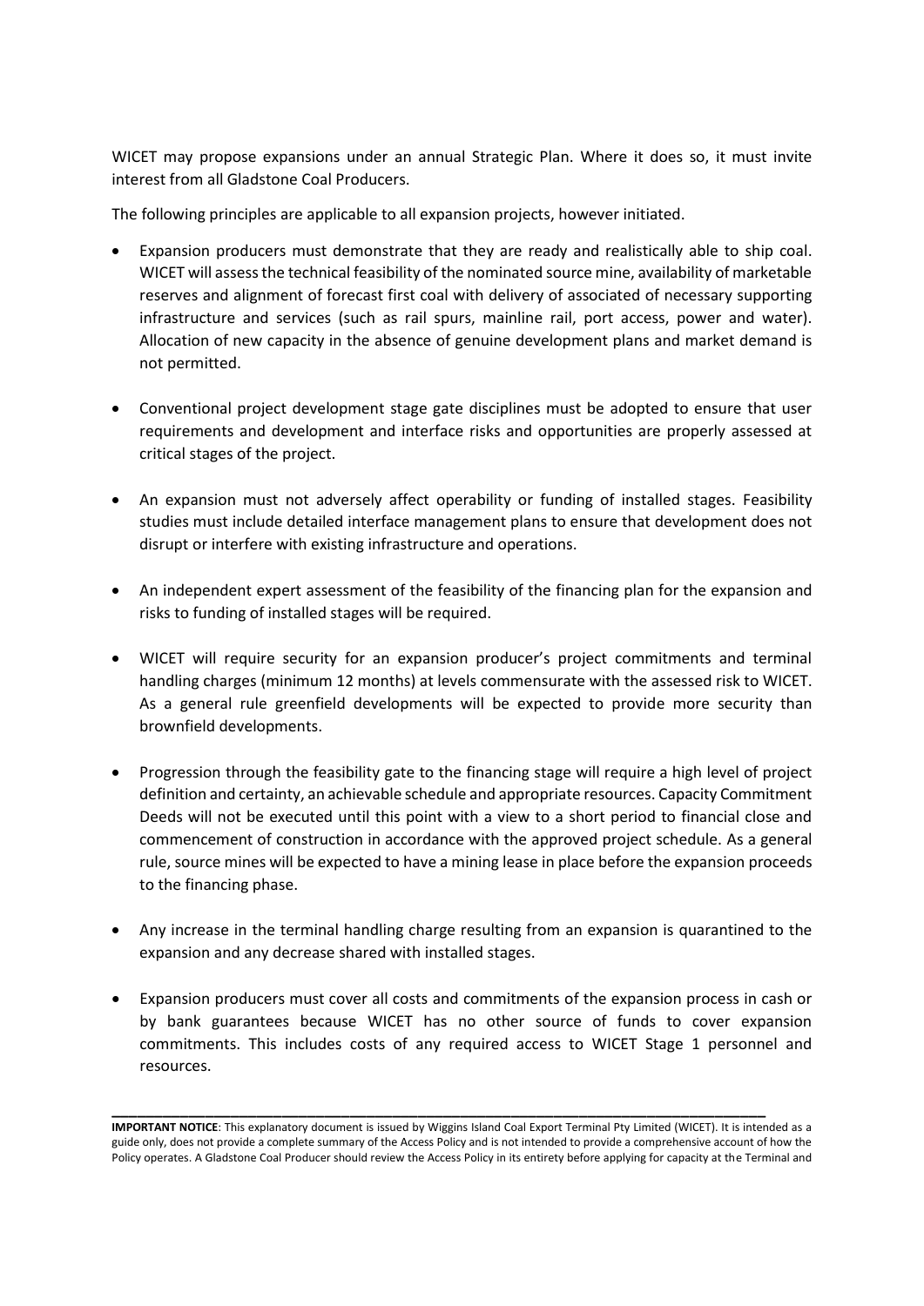WICET may propose expansions under an annual Strategic Plan. Where it does so, it must invite interest from all Gladstone Coal Producers.

The following principles are applicable to all expansion projects, however initiated.

- Expansion producers must demonstrate that they are ready and realistically able to ship coal. WICET will assess the technical feasibility of the nominated source mine, availability of marketable reserves and alignment of forecast first coal with delivery of associated of necessary supporting infrastructure and services (such as rail spurs, mainline rail, port access, power and water). Allocation of new capacity in the absence of genuine development plans and market demand is not permitted.

- Conventional project development stage gate disciplines must be adopted to ensure that user requirements and development and interface risks and opportunities are properly assessed at critical stages of the project.

- An expansion must not adversely affect operability or funding of installed stages. Feasibility studies must include detailed interface management plans to ensure that development does not disrupt or interfere with existing infrastructure and operations.

- An independent expert assessment of the feasibility of the financing plan for the expansion and risks to funding of installed stages will be required.

- WICET will require security for an expansion producer's project commitments and terminal handling charges (minimum 12 months) at levels commensurate with the assessed risk to WICET. As a general rule greenfield developments will be expected to provide more security than brownfield developments.

- Progression through the feasibility gate to the financing stage will require a high level of project definition and certainty, an achievable schedule and appropriate resources. Capacity Commitment Deeds will not be executed until this point with a view to a short period to financial close and commencement of construction in accordance with the approved project schedule. As a general rule, source mines will be expected to have a mining lease in place before the expansion proceeds to the financing phase.

- Any increase in the terminal handling charge resulting from an expansion is quarantined to the expansion and any decrease shared with installed stages.

- Expansion producers must cover all costs and commitments of the expansion process in cash or by bank guarantees because WICET has no other source of funds to cover expansion commitments. This includes costs of any required access to WICET Stage 1 personnel and resources.

**IMPORTANT NOTICE**: This explanatory document is issued by Wiggins Island Coal Export Terminal Pty Limited (WICET). It is intended as a guide only, does not provide a complete summary of the Access Policy and is not intended to provide a comprehensive account of how the Policy operates. A Gladstone Coal Producer should review the Access Policy in its entirety before applying for capacity at the Terminal and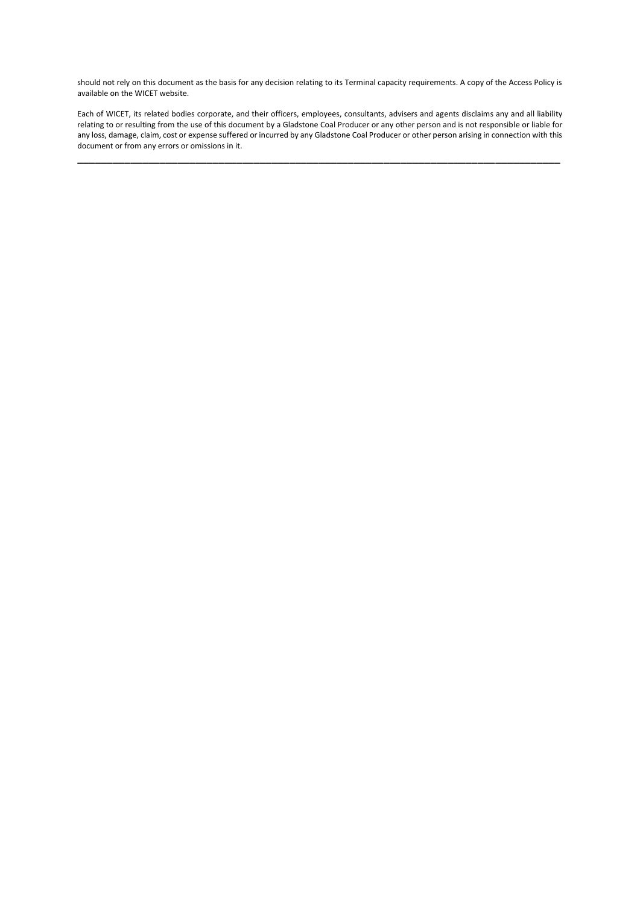should not rely on this document as the basis for any decision relating to its Terminal capacity requirements. A copy of the Access Policy is available on the WICET website.

Each of WICET, its related bodies corporate, and their officers, employees, consultants, advisers and agents disclaims any and all liability relating to or resulting from the use of this document by a Gladstone Coal Producer or any other person and is not responsible or liable for any loss, damage, claim, cost or expense suffered or incurred by any Gladstone Coal Producer or other person arising in connection with this document or from any errors or omissions in it.

---